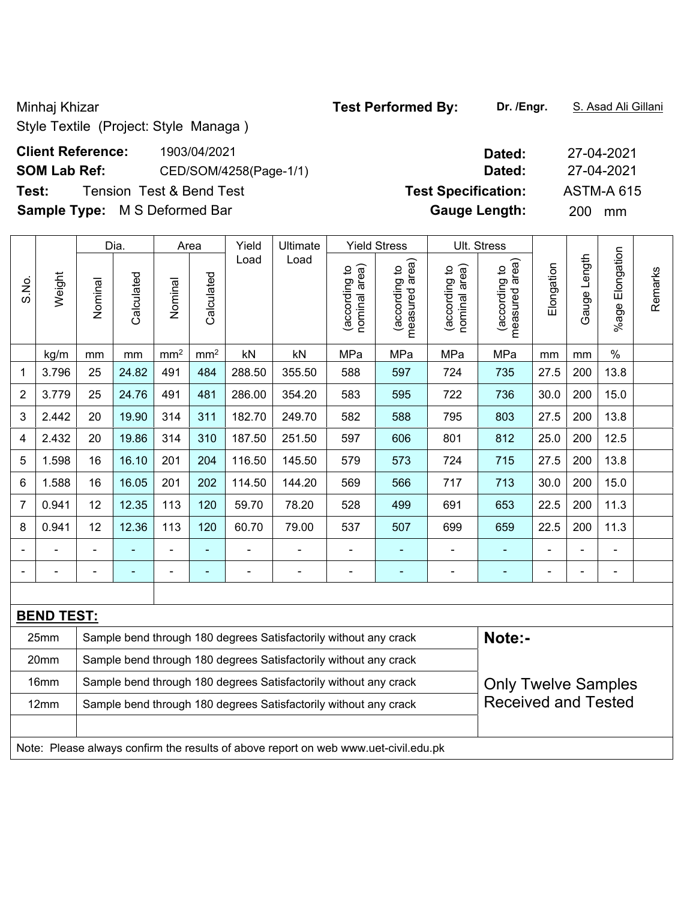Minhaj Khizar

Style Textile (Project: Style Managa )

**Test Performed By:** **Dr. /Engr.** S. Asad Ali Gillani

**Client Reference:** 1903/04/2021 **Dated:** 27-04-2021

**SOM Lab Ref:** CED/SOM/4258(Page-1/1) **Dated:** 27-04-2021

**Test:** Tension Test & Bend Test **Test Specification:** ASTM-A 615

**Sample Type:** M S Deformed Bar **Gauge Length:** 200 mm

| S.No. | Weight | Dia. | | Area | | Yield Load | Ultimate Load | Yield Stress | | Ult. Stress | | Elongation | Gauge Length | %age Elongation | Remarks |
|---|---|---|---|---|---|---|---|---|---|---|---|---|---|---|---|
| | | Nominal | Calculated | Nominal | Calculated | | | (according to nominal area) | (according to measured area) | (according to nominal area) | (according to measured area) | | | | |
| | kg/m | mm | mm | $mm^2$ | $mm^2$ | kN | kN | MPa | MPa | MPa | MPa | mm | mm | % | |
| 1 | 3.796 | 25 | 24.82 | 491 | 484 | 288.50 | 355.50 | 588 | 597 | 724 | 735 | 27.5 | 200 | 13.8 | |
| 2 | 3.779 | 25 | 24.76 | 491 | 481 | 286.00 | 354.20 | 583 | 595 | 722 | 736 | 30.0 | 200 | 15.0 | |
| 3 | 2.442 | 20 | 19.90 | 314 | 311 | 182.70 | 249.70 | 582 | 588 | 795 | 803 | 27.5 | 200 | 13.8 | |
| 4 | 2.432 | 20 | 19.86 | 314 | 310 | 187.50 | 251.50 | 597 | 606 | 801 | 812 | 25.0 | 200 | 12.5 | |
| 5 | 1.598 | 16 | 16.10 | 201 | 204 | 116.50 | 145.50 | 579 | 573 | 724 | 715 | 27.5 | 200 | 13.8 | |
| 6 | 1.588 | 16 | 16.05 | 201 | 202 | 114.50 | 144.20 | 569 | 566 | 717 | 713 | 30.0 | 200 | 15.0 | |
| 7 | 0.941 | 12 | 12.35 | 113 | 120 | 59.70 | 78.20 | 528 | 499 | 691 | 653 | 22.5 | 200 | 11.3 | |
| 8 | 0.941 | 12 | 12.36 | 113 | 120 | 60.70 | 79.00 | 537 | 507 | 699 | 659 | 22.5 | 200 | 11.3 | |
| - | - | - | - | - | - | - | - | - | - | - | - | - | - | - | |
| - | - | - | - | - | - | - | - | - | - | - | - | - | - | - | |

**BEND TEST:**

| Size | Result |
|---|---|
| 25mm | Sample bend through 180 degrees Satisfactorily without any crack |
| 20mm | Sample bend through 180 degrees Satisfactorily without any crack |
| 16mm | Sample bend through 180 degrees Satisfactorily without any crack |
| 12mm | Sample bend through 180 degrees Satisfactorily without any crack |

**Note:-**

Only Twelve Samples Received and Tested

Note: Please always confirm the results of above report on web www.uet-civil.edu.pk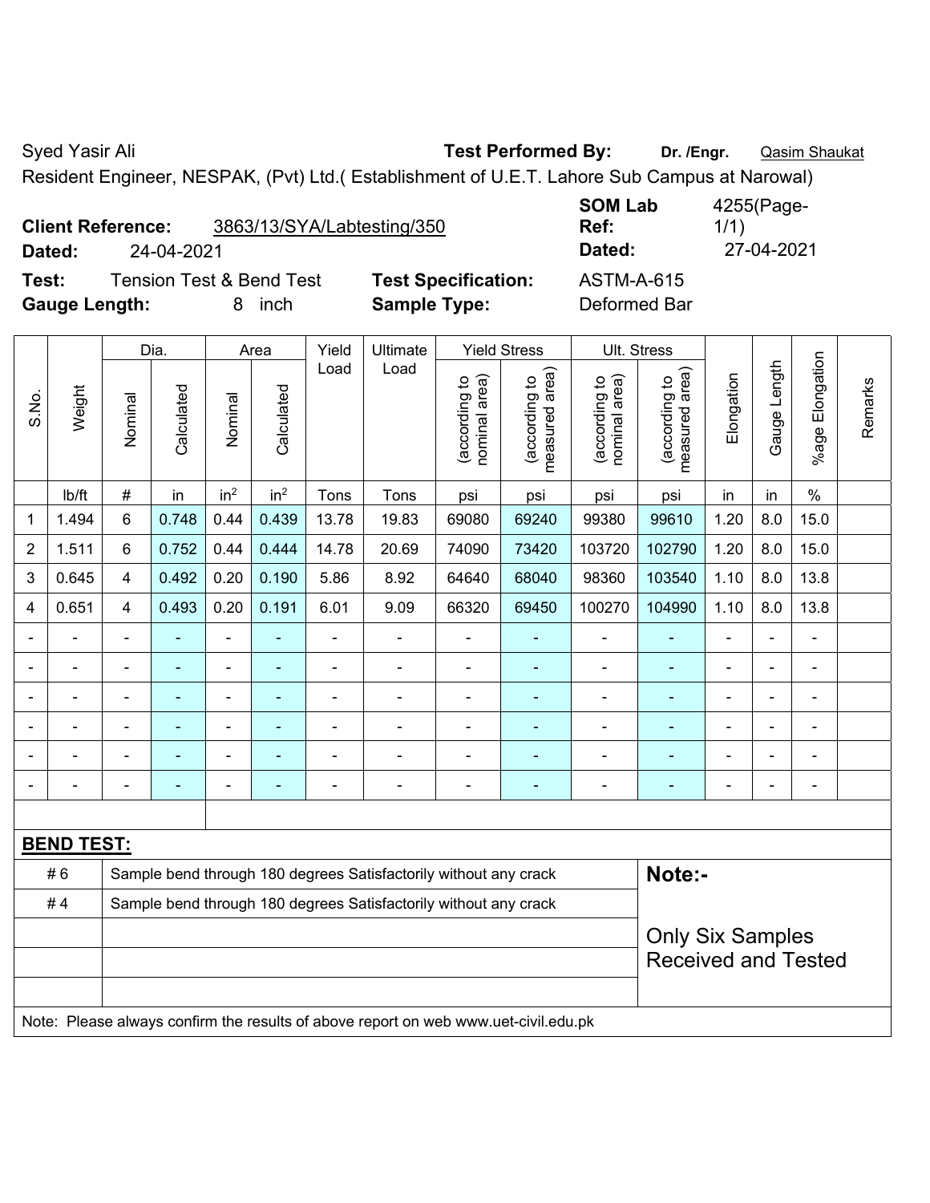Syed Yasir Ali **Test Performed By:** **Dr. /Engr.** Qasim Shaukat

Resident Engineer, NESPAK, (Pvt) Ltd.( Establishment of U.E.T. Lahore Sub Campus at Narowal)

**Client Reference:** 3863/13/SYA/Labtesting/350 **SOM Lab Ref:** 4255(Page-1/1)

**Dated:** 24-04-2021 **Dated:** 27-04-2021

**Test:** Tension Test & Bend Test **Test Specification:** ASTM-A-615

**Gauge Length:** 8 inch **Sample Type:** Deformed Bar

| S.No. | Weight | Dia. | | Area | | Yield Load | Ultimate Load | Yield Stress | | Ult. Stress | | Elongation | Gauge Length | %age Elongation | Remarks |
|---|---|---|---|---|---|---|---|---|---|---|---|---|---|---|---|
| | | Nominal | Calculated | Nominal | Calculated | | | (according to nominal area) | (according to measured area) | (according to nominal area) | (according to measured area) | | | | |
| | lb/ft | # | in | in$^2$ | in$^2$ | Tons | Tons | psi | psi | psi | psi | in | in | % | |
| 1 | 1.494 | 6 | 0.748 | 0.44 | 0.439 | 13.78 | 19.83 | 69080 | 69240 | 99380 | 99610 | 1.20 | 8.0 | 15.0 | |
| 2 | 1.511 | 6 | 0.752 | 0.44 | 0.444 | 14.78 | 20.69 | 74090 | 73420 | 103720 | 102790 | 1.20 | 8.0 | 15.0 | |
| 3 | 0.645 | 4 | 0.492 | 0.20 | 0.190 | 5.86 | 8.92 | 64640 | 68040 | 98360 | 103540 | 1.10 | 8.0 | 13.8 | |
| 4 | 0.651 | 4 | 0.493 | 0.20 | 0.191 | 6.01 | 9.09 | 66320 | 69450 | 100270 | 104990 | 1.10 | 8.0 | 13.8 | |
| - | - | - | - | - | - | - | - | - | - | - | - | - | - | - | |
| - | - | - | - | - | - | - | - | - | - | - | - | - | - | - | |
| - | - | - | - | - | - | - | - | - | - | - | - | - | - | - | |
| - | - | - | - | - | - | - | - | - | - | - | - | - | - | - | |
| - | - | - | - | - | - | - | - | - | - | - | - | - | - | - | |
| - | - | - | - | - | - | - | - | - | - | - | - | - | - | - | |

**BEND TEST:**

| | | |
|---|---|---|
| # 6 | Sample bend through 180 degrees Satisfactorily without any crack | **Note:-** |
| # 4 | Sample bend through 180 degrees Satisfactorily without any crack | |
| | | Only Six Samples Received and Tested |

Note: Please always confirm the results of above report on web www.uet-civil.edu.pk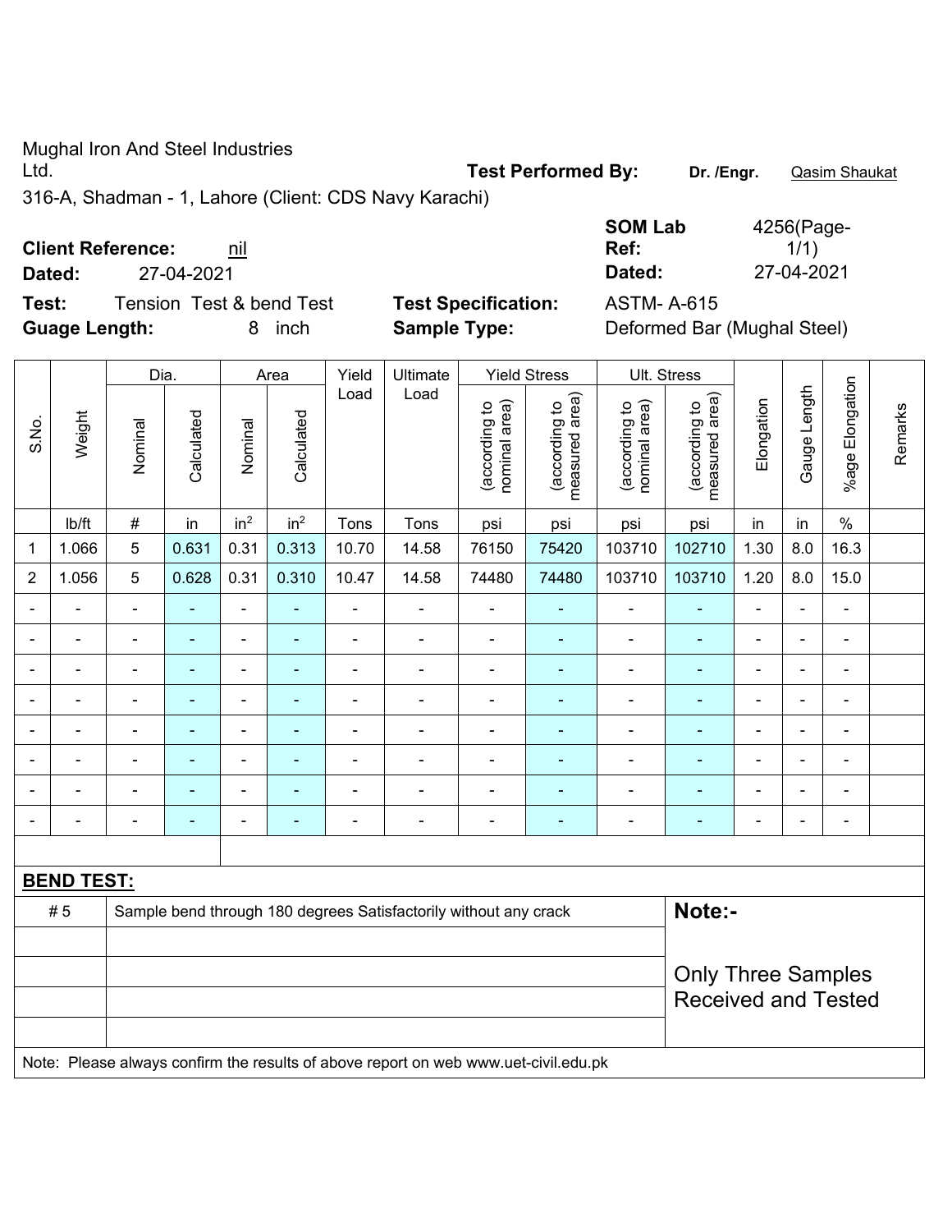Mughal Iron And Steel Industries Ltd.

**Test Performed By:** **Dr. /Engr.** Qasim Shaukat

316-A, Shadman - 1, Lahore (Client: CDS Navy Karachi)

**Client Reference:** nil

**Dated:** 27-04-2021

**SOM Lab Ref:** 4256(Page-1/1)

**Dated:** 27-04-2021

**Test:** Tension Test & bend Test

**Test Specification:** ASTM- A-615

**Guage Length:** 8 inch

**Sample Type:** Deformed Bar (Mughal Steel)

| S.No. | Weight | Dia. | | Area | | Yield Load | Ultimate Load | Yield Stress | | Ult. Stress | | Elongation | Gauge Length | %age Elongation | Remarks |
|---|---|---|---|---|---|---|---|---|---|---|---|---|---|---|---|
| | | Nominal | Calculated | Nominal | Calculated | | | (according to nominal area) | (according to measured area) | (according to nominal area) | (according to measured area) | | | | |
| | lb/ft | # | in | $in^2$ | $in^2$ | Tons | Tons | psi | psi | psi | psi | in | in | % | |
| 1 | 1.066 | 5 | 0.631 | 0.31 | 0.313 | 10.70 | 14.58 | 76150 | 75420 | 103710 | 102710 | 1.30 | 8.0 | 16.3 | |
| 2 | 1.056 | 5 | 0.628 | 0.31 | 0.310 | 10.47 | 14.58 | 74480 | 74480 | 103710 | 103710 | 1.20 | 8.0 | 15.0 | |
| - | - | - | - | - | - | - | - | - | - | - | - | - | - | - | |
| - | - | - | - | - | - | - | - | - | - | - | - | - | - | - | |
| - | - | - | - | - | - | - | - | - | - | - | - | - | - | - | |
| - | - | - | - | - | - | - | - | - | - | - | - | - | - | - | |
| - | - | - | - | - | - | - | - | - | - | - | - | - | - | - | |
| - | - | - | - | - | - | - | - | - | - | - | - | - | - | - | |
| - | - | - | - | - | - | - | - | - | - | - | - | - | - | - | |
| - | - | - | - | - | - | - | - | - | - | - | - | - | - | - | |

**BEND TEST:**

| | |
|---|---|
| # 5 | Sample bend through 180 degrees Satisfactorily without any crack |

**Note:-**

Only Three Samples Received and Tested

Note: Please always confirm the results of above report on web www.uet-civil.edu.pk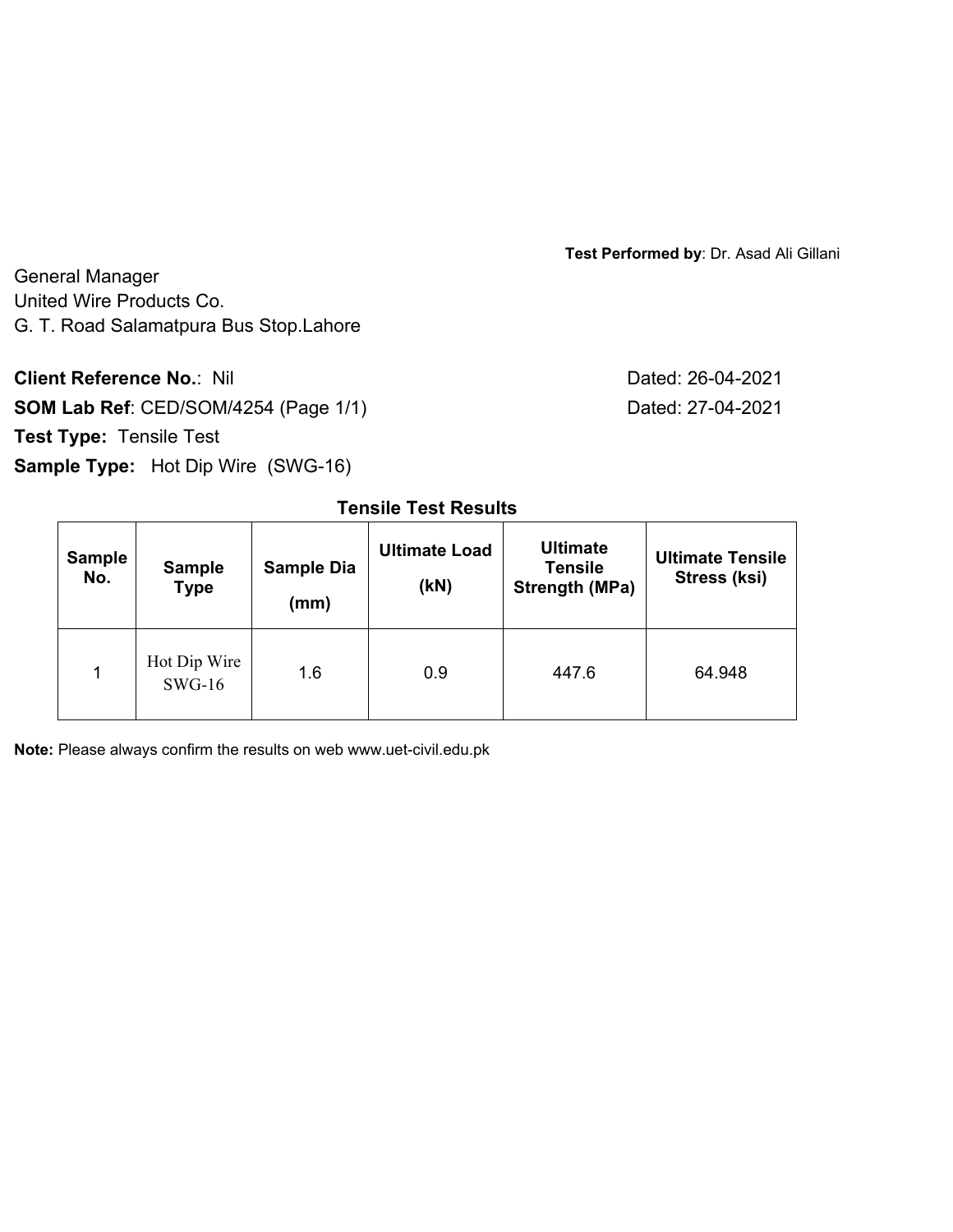**Test Performed by**: Dr. Asad Ali Gillani

General Manager
United Wire Products Co.
G. T. Road Salamatpura Bus Stop.Lahore

**Client Reference No.**: Nil Dated: 26-04-2021

**SOM Lab Ref**: CED/SOM/4254 (Page 1/1) Dated: 27-04-2021

**Test Type:** Tensile Test

**Sample Type:** Hot Dip Wire (SWG-16)

**Tensile Test Results**

| Sample No. | Sample Type | Sample Dia (mm) | Ultimate Load (kN) | Ultimate Tensile Strength (MPa) | Ultimate Tensile Stress (ksi) |
|---|---|---|---|---|---|
| 1 | Hot Dip Wire SWG-16 | 1.6 | 0.9 | 447.6 | 64.948 |

**Note:** Please always confirm the results on web www.uet-civil.edu.pk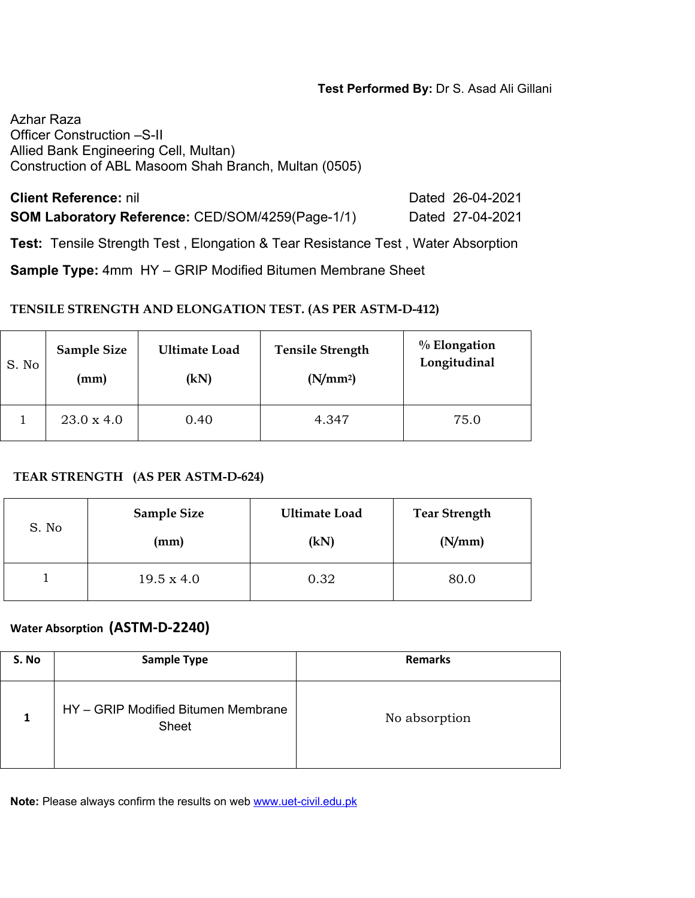**Test Performed By:** Dr S. Asad Ali Gillani

Azhar Raza
Officer Construction –S-II
Allied Bank Engineering Cell, Multan)
Construction of ABL Masoom Shah Branch, Multan (0505)

**Client Reference:** nil  Dated 26-04-2021
**SOM Laboratory Reference:** CED/SOM/4259(Page-1/1)  Dated 27-04-2021

**Test:** Tensile Strength Test , Elongation & Tear Resistance Test , Water Absorption

**Sample Type:** 4mm HY – GRIP Modified Bitumen Membrane Sheet

**TENSILE STRENGTH AND ELONGATION TEST. (AS PER ASTM-D-412)**

| S. No | Sample Size (mm) | Ultimate Load (kN) | Tensile Strength ($N/mm^2$) | % Elongation Longitudinal |
|---|---|---|---|---|
| 1 | 23.0 x 4.0 | 0.40 | 4.347 | 75.0 |

**TEAR STRENGTH (AS PER ASTM-D-624)**

| S. No | Sample Size (mm) | Ultimate Load (kN) | Tear Strength (N/mm) |
|---|---|---|---|
| 1 | 19.5 x 4.0 | 0.32 | 80.0 |

**Water Absorption (ASTM-D-2240)**

| S. No | Sample Type | Remarks |
|---|---|---|
| 1 | HY – GRIP Modified Bitumen Membrane Sheet | No absorption |

**Note:** Please always confirm the results on web www.uet-civil.edu.pk